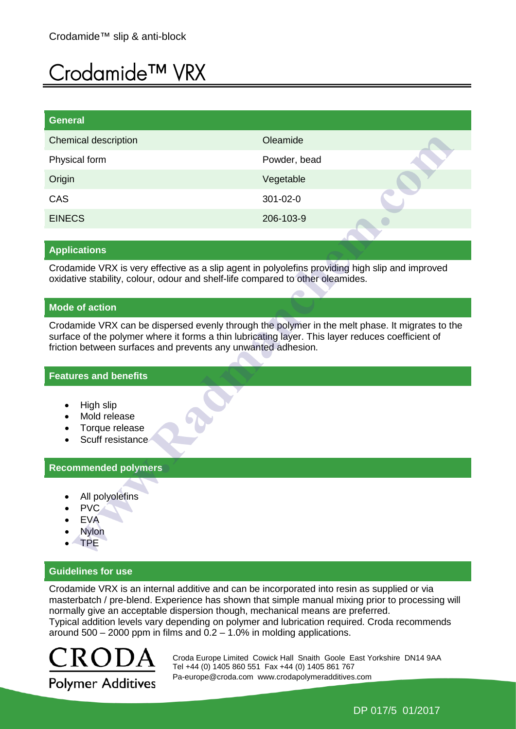Crodamide™ slip & anti-block

# Crodamide™ VRX

| General | |
|---|---|
| Chemical description | Oleamide |
| Physical form | Powder, bead |
| Origin | Vegetable |
| CAS | 301-02-0 |
| EINECS | 206-103-9 |

## Applications

Crodamide VRX is very effective as a slip agent in polyolefins providing high slip and improved oxidative stability, colour, odour and shelf-life compared to other oleamides.

## Mode of action

Crodamide VRX can be dispersed evenly through the polymer in the melt phase. It migrates to the surface of the polymer where it forms a thin lubricating layer. This layer reduces coefficient of friction between surfaces and prevents any unwanted adhesion.

## Features and benefits

- High slip
- Mold release
- Torque release
- Scuff resistance

## Recommended polymers

- All polyolefins
- PVC
- EVA
- Nylon
- TPE

## Guidelines for use

Crodamide VRX is an internal additive and can be incorporated into resin as supplied or via masterbatch / pre-blend. Experience has shown that simple manual mixing prior to processing will normally give an acceptable dispersion though, mechanical means are preferred.
Typical addition levels vary depending on polymer and lubrication required. Croda recommends around 500 – 2000 ppm in films and 0.2 – 1.0% in molding applications.

CRODA
Polymer Additives

Croda Europe Limited Cowick Hall Snaith Goole East Yorkshire DN14 9AA
Tel +44 (0) 1405 860 551 Fax +44 (0) 1405 861 767
Pa-europe@croda.com www.crodapolymeradditives.com

DP 017/5 01/2017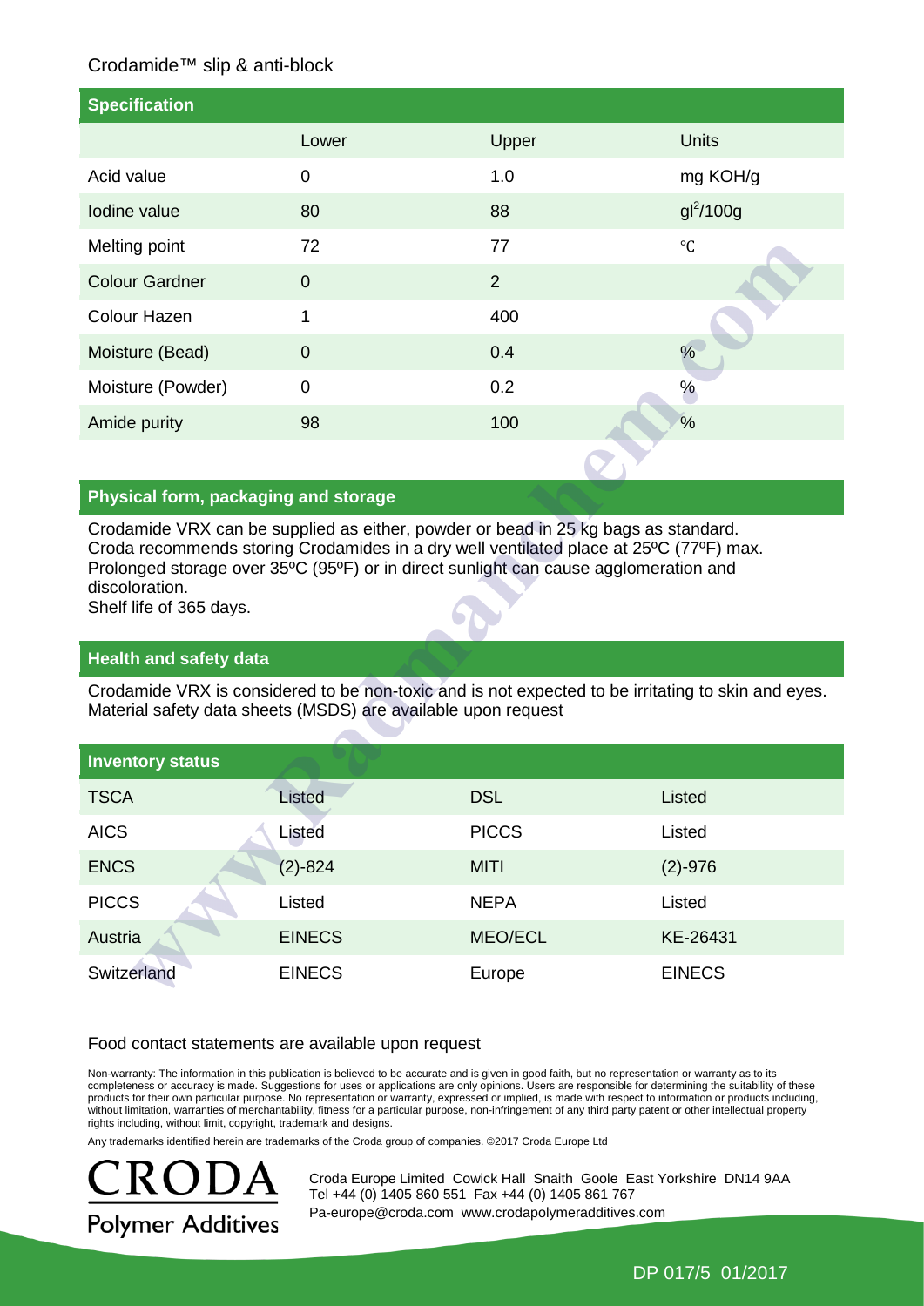Crodamide™ slip & anti-block

## Specification

| | Lower | Upper | Units |
|---|---|---|---|
| Acid value | 0 | 1.0 | mg KOH/g |
| Iodine value | 80 | 88 | $gI^2/100g$ |
| Melting point | 72 | 77 | ℃ |
| Colour Gardner | 0 | 2 | |
| Colour Hazen | 1 | 400 | |
| Moisture (Bead) | 0 | 0.4 | % |
| Moisture (Powder) | 0 | 0.2 | % |
| Amide purity | 98 | 100 | % |

## Physical form, packaging and storage

Crodamide VRX can be supplied as either, powder or bead in 25 kg bags as standard.
Croda recommends storing Crodamides in a dry well ventilated place at 25ºC (77ºF) max.
Prolonged storage over 35ºC (95ºF) or in direct sunlight can cause agglomeration and discoloration.
Shelf life of 365 days.

## Health and safety data

Crodamide VRX is considered to be non-toxic and is not expected to be irritating to skin and eyes.
Material safety data sheets (MSDS) are available upon request

## Inventory status

| | | | |
|---|---|---|---|
| TSCA | Listed | DSL | Listed |
| AICS | Listed | PICCS | Listed |
| ENCS | (2)-824 | MITI | (2)-976 |
| PICCS | Listed | NEPA | Listed |
| Austria | EINECS | MEO/ECL | KE-26431 |
| Switzerland | EINECS | Europe | EINECS |

Food contact statements are available upon request

Non-warranty: The information in this publication is believed to be accurate and is given in good faith, but no representation or warranty as to its completeness or accuracy is made. Suggestions for uses or applications are only opinions. Users are responsible for determining the suitability of these products for their own particular purpose. No representation or warranty, expressed or implied, is made with respect to information or products including, without limitation, warranties of merchantability, fitness for a particular purpose, non-infringement of any third party patent or other intellectual property rights including, without limit, copyright, trademark and designs.

Any trademarks identified herein are trademarks of the Croda group of companies. ©2017 Croda Europe Ltd

CRODA
Polymer Additives

Croda Europe Limited Cowick Hall Snaith Goole East Yorkshire DN14 9AA
Tel +44 (0) 1405 860 551 Fax +44 (0) 1405 861 767
Pa-europe@croda.com www.crodapolymeradditives.com

DP 017/5 01/2017